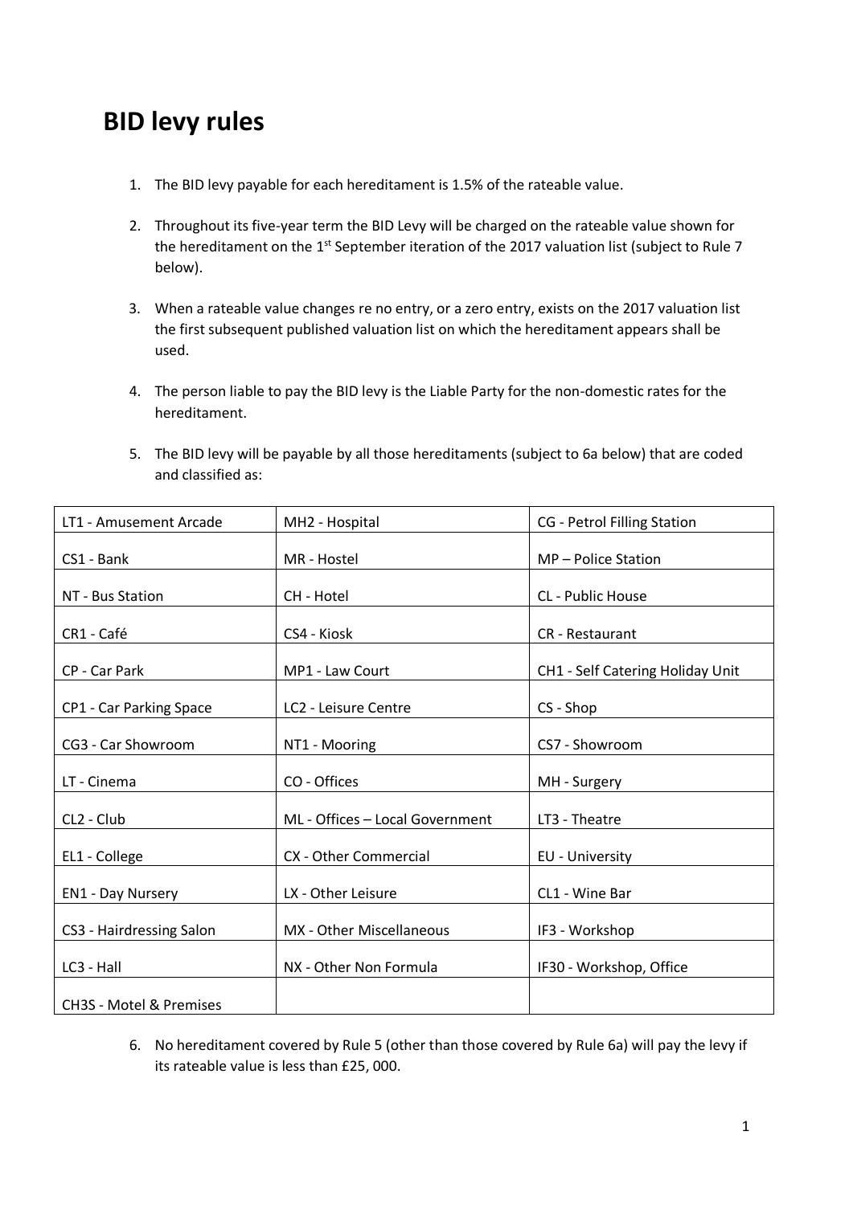# BID levy rules

1. The BID levy payable for each hereditament is 1.5% of the rateable value.

2. Throughout its five-year term the BID Levy will be charged on the rateable value shown for the hereditament on the 1st September iteration of the 2017 valuation list (subject to Rule 7 below).

3. When a rateable value changes re no entry, or a zero entry, exists on the 2017 valuation list the first subsequent published valuation list on which the hereditament appears shall be used.

4. The person liable to pay the BID levy is the Liable Party for the non-domestic rates for the hereditament.

5. The BID levy will be payable by all those hereditaments (subject to 6a below) that are coded and classified as:

| | | |
|---|---|---|
| LT1 - Amusement Arcade | MH2 - Hospital | CG - Petrol Filling Station |
| CS1 - Bank | MR - Hostel | MP – Police Station |
| NT - Bus Station | CH - Hotel | CL - Public House |
| CR1 - Café | CS4 - Kiosk | CR - Restaurant |
| CP - Car Park | MP1 - Law Court | CH1 - Self Catering Holiday Unit |
| CP1 - Car Parking Space | LC2 - Leisure Centre | CS - Shop |
| CG3 - Car Showroom | NT1 - Mooring | CS7 - Showroom |
| LT - Cinema | CO - Offices | MH - Surgery |
| CL2 - Club | ML - Offices – Local Government | LT3 - Theatre |
| EL1 - College | CX - Other Commercial | EU - University |
| EN1 - Day Nursery | LX - Other Leisure | CL1 - Wine Bar |
| CS3 - Hairdressing Salon | MX - Other Miscellaneous | IF3 - Workshop |
| LC3 - Hall | NX - Other Non Formula | IF30 - Workshop, Office |
| CH3S - Motel & Premises | | |

6. No hereditament covered by Rule 5 (other than those covered by Rule 6a) will pay the levy if its rateable value is less than £25, 000.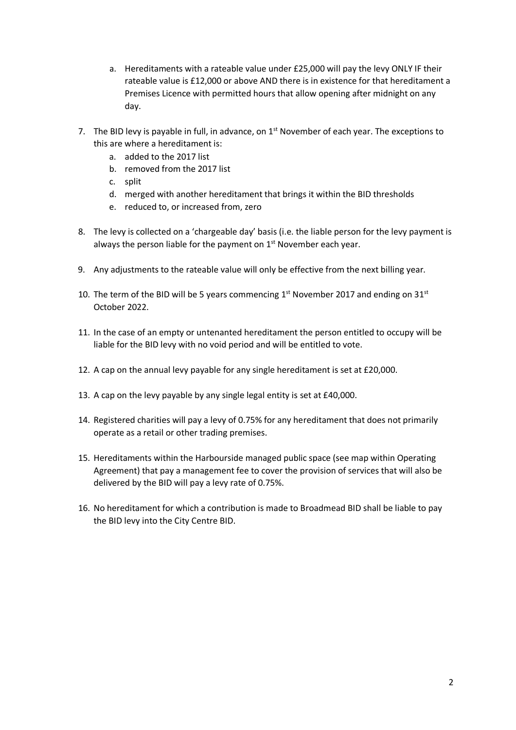a. Hereditaments with a rateable value under £25,000 will pay the levy ONLY IF their rateable value is £12,000 or above AND there is in existence for that hereditament a Premises Licence with permitted hours that allow opening after midnight on any day.

7. The BID levy is payable in full, in advance, on 1st November of each year. The exceptions to this are where a hereditament is:
   a. added to the 2017 list
   b. removed from the 2017 list
   c. split
   d. merged with another hereditament that brings it within the BID thresholds
   e. reduced to, or increased from, zero

8. The levy is collected on a 'chargeable day' basis (i.e. the liable person for the levy payment is always the person liable for the payment on 1st November each year.

9. Any adjustments to the rateable value will only be effective from the next billing year.

10. The term of the BID will be 5 years commencing 1st November 2017 and ending on 31st October 2022.

11. In the case of an empty or untenanted hereditament the person entitled to occupy will be liable for the BID levy with no void period and will be entitled to vote.

12. A cap on the annual levy payable for any single hereditament is set at £20,000.

13. A cap on the levy payable by any single legal entity is set at £40,000.

14. Registered charities will pay a levy of 0.75% for any hereditament that does not primarily operate as a retail or other trading premises.

15. Hereditaments within the Harbourside managed public space (see map within Operating Agreement) that pay a management fee to cover the provision of services that will also be delivered by the BID will pay a levy rate of 0.75%.

16. No hereditament for which a contribution is made to Broadmead BID shall be liable to pay the BID levy into the City Centre BID.